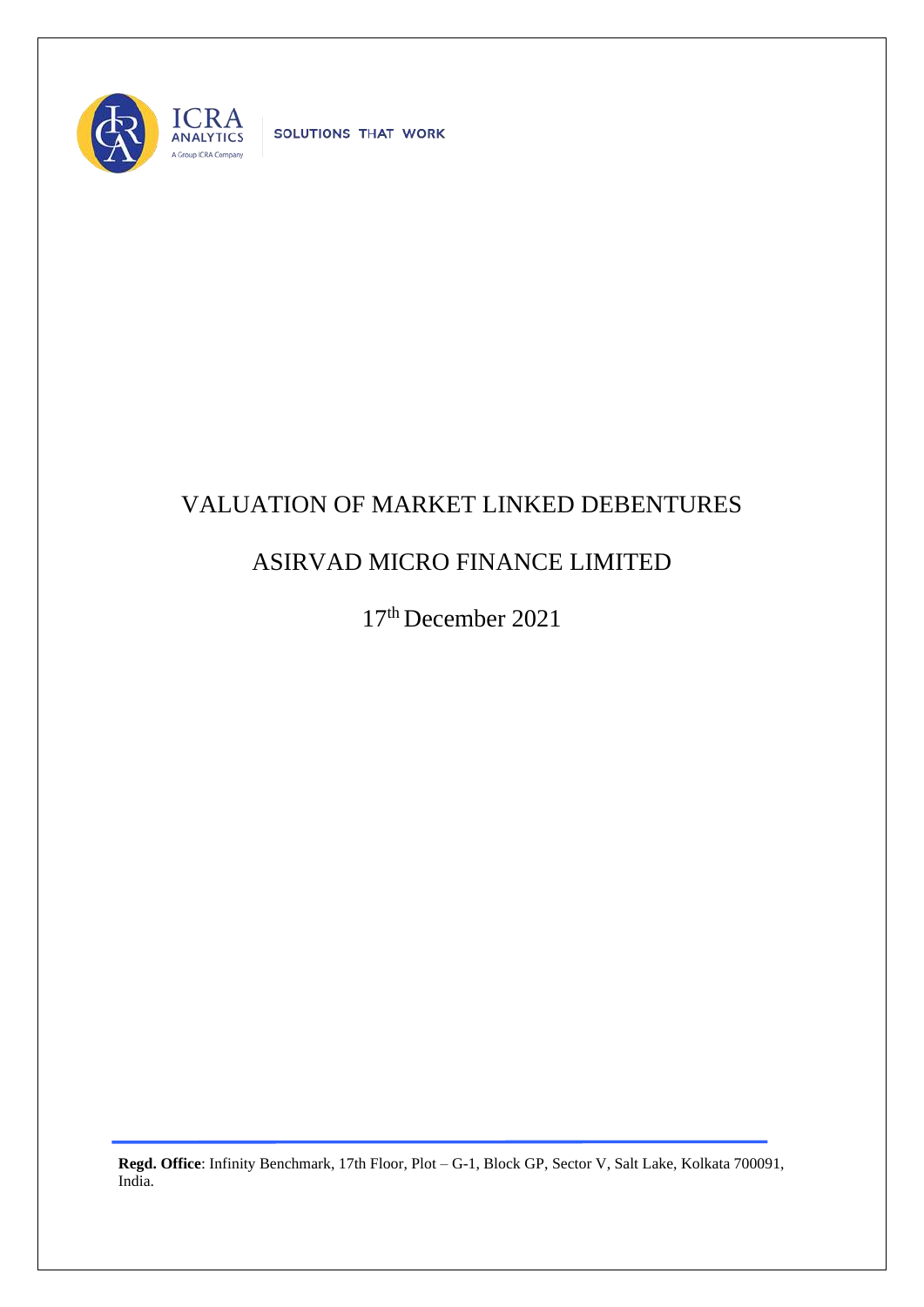ICRA ANALYTICS

A Group ICRA Company

SOLUTIONS THAT WORK

# VALUATION OF MARKET LINKED DEBENTURES

## ASIRVAD MICRO FINANCE LIMITED

17th December 2021

**Regd. Office**: Infinity Benchmark, 17th Floor, Plot – G-1, Block GP, Sector V, Salt Lake, Kolkata 700091, India.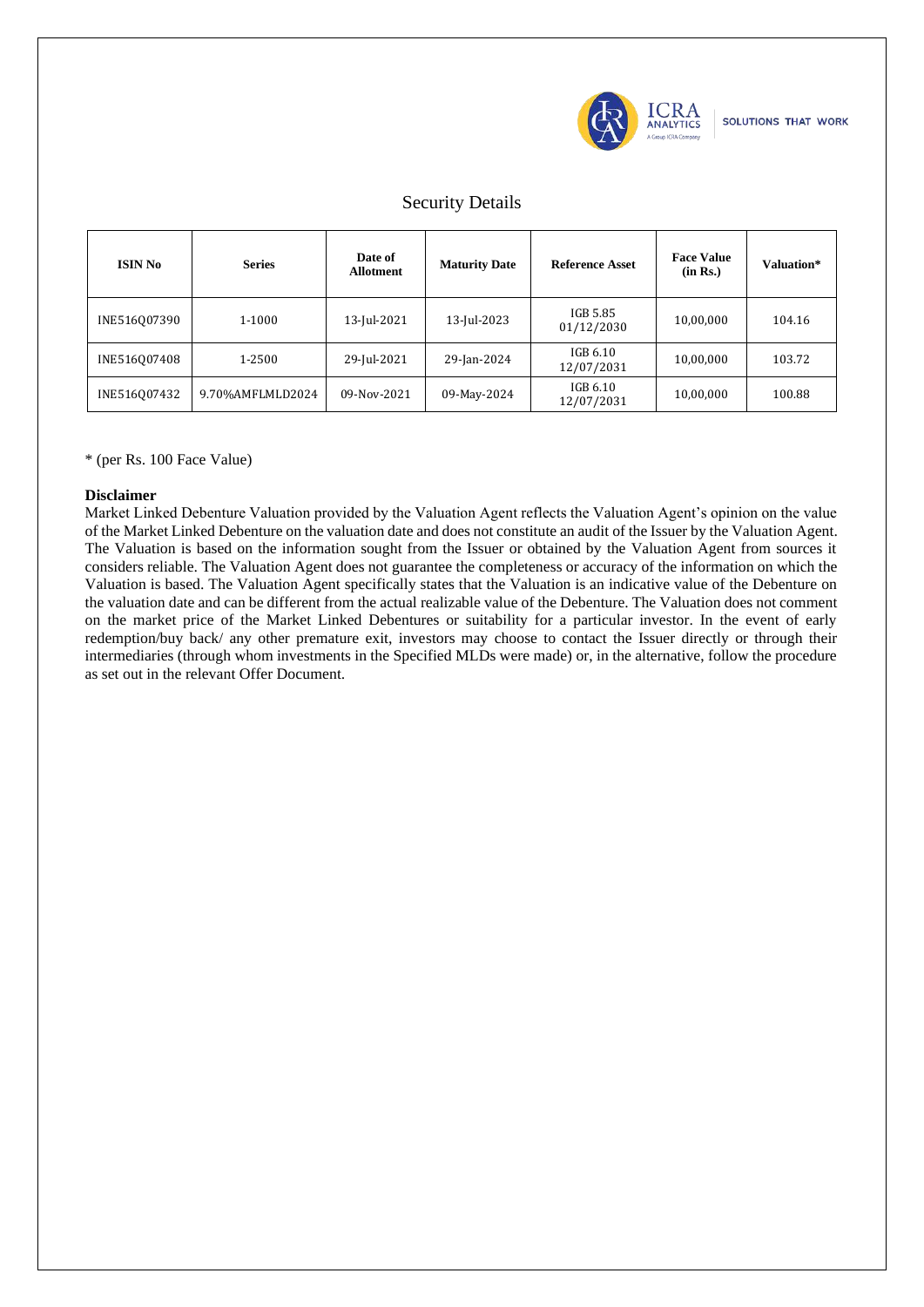## Security Details

| ISIN No | Series | Date of Allotment | Maturity Date | Reference Asset | Face Value (in Rs.) | Valuation* |
|---|---|---|---|---|---|---|
| INE516Q07390 | 1-1000 | 13-Jul-2021 | 13-Jul-2023 | IGB 5.85 01/12/2030 | 10,00,000 | 104.16 |
| INE516Q07408 | 1-2500 | 29-Jul-2021 | 29-Jan-2024 | IGB 6.10 12/07/2031 | 10,00,000 | 103.72 |
| INE516Q07432 | 9.70%AMFLMLD2024 | 09-Nov-2021 | 09-May-2024 | IGB 6.10 12/07/2031 | 10,00,000 | 100.88 |

* (per Rs. 100 Face Value)

**Disclaimer**

Market Linked Debenture Valuation provided by the Valuation Agent reflects the Valuation Agent's opinion on the value of the Market Linked Debenture on the valuation date and does not constitute an audit of the Issuer by the Valuation Agent. The Valuation is based on the information sought from the Issuer or obtained by the Valuation Agent from sources it considers reliable. The Valuation Agent does not guarantee the completeness or accuracy of the information on which the Valuation is based. The Valuation Agent specifically states that the Valuation is an indicative value of the Debenture on the valuation date and can be different from the actual realizable value of the Debenture. The Valuation does not comment on the market price of the Market Linked Debentures or suitability for a particular investor. In the event of early redemption/buy back/ any other premature exit, investors may choose to contact the Issuer directly or through their intermediaries (through whom investments in the Specified MLDs were made) or, in the alternative, follow the procedure as set out in the relevant Offer Document.